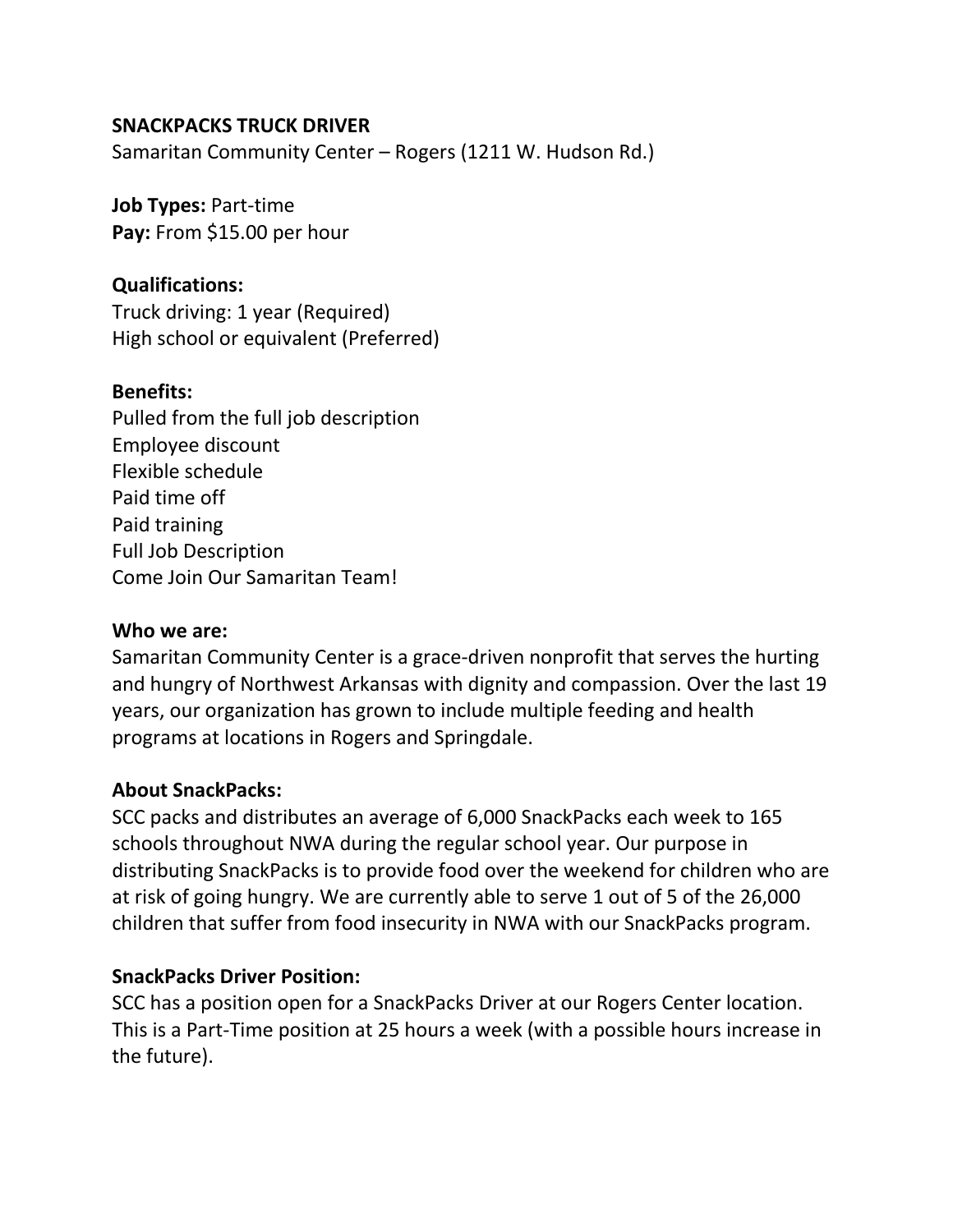**SNACKPACKS TRUCK DRIVER**
Samaritan Community Center – Rogers (1211 W. Hudson Rd.)

**Job Types:** Part-time
**Pay:** From $15.00 per hour

**Qualifications:**
Truck driving: 1 year (Required)
High school or equivalent (Preferred)

**Benefits:**
Pulled from the full job description
Employee discount
Flexible schedule
Paid time off
Paid training
Full Job Description
Come Join Our Samaritan Team!

**Who we are:**
Samaritan Community Center is a grace-driven nonprofit that serves the hurting and hungry of Northwest Arkansas with dignity and compassion. Over the last 19 years, our organization has grown to include multiple feeding and health programs at locations in Rogers and Springdale.

**About SnackPacks:**
SCC packs and distributes an average of 6,000 SnackPacks each week to 165 schools throughout NWA during the regular school year. Our purpose in distributing SnackPacks is to provide food over the weekend for children who are at risk of going hungry. We are currently able to serve 1 out of 5 of the 26,000 children that suffer from food insecurity in NWA with our SnackPacks program.

**SnackPacks Driver Position:**
SCC has a position open for a SnackPacks Driver at our Rogers Center location. This is a Part-Time position at 25 hours a week (with a possible hours increase in the future).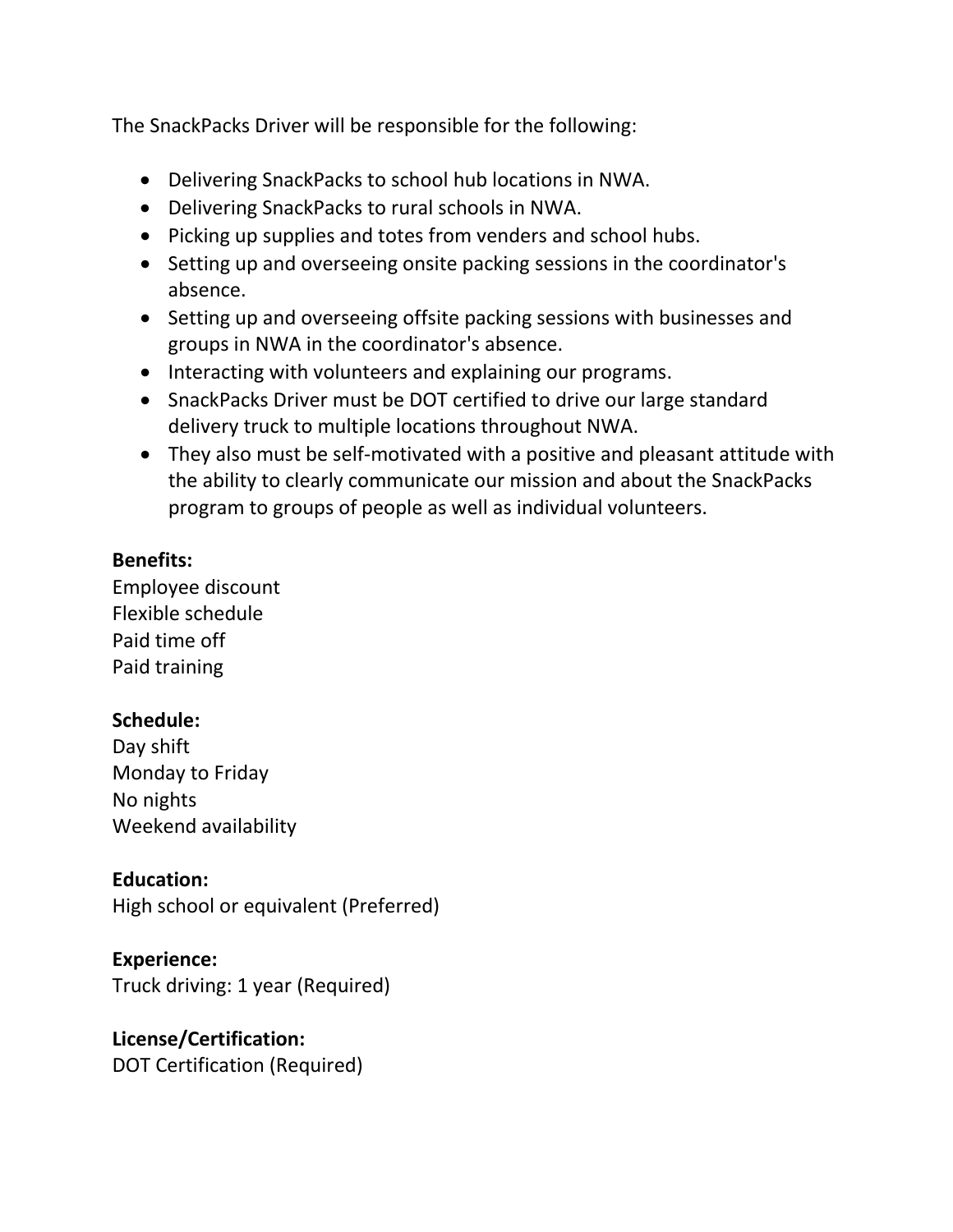The SnackPacks Driver will be responsible for the following:

- Delivering SnackPacks to school hub locations in NWA.
- Delivering SnackPacks to rural schools in NWA.
- Picking up supplies and totes from venders and school hubs.
- Setting up and overseeing onsite packing sessions in the coordinator's absence.
- Setting up and overseeing offsite packing sessions with businesses and groups in NWA in the coordinator's absence.
- Interacting with volunteers and explaining our programs.
- SnackPacks Driver must be DOT certified to drive our large standard delivery truck to multiple locations throughout NWA.
- They also must be self-motivated with a positive and pleasant attitude with the ability to clearly communicate our mission and about the SnackPacks program to groups of people as well as individual volunteers.

**Benefits:**
Employee discount
Flexible schedule
Paid time off
Paid training

**Schedule:**
Day shift
Monday to Friday
No nights
Weekend availability

**Education:**
High school or equivalent (Preferred)

**Experience:**
Truck driving: 1 year (Required)

**License/Certification:**
DOT Certification (Required)